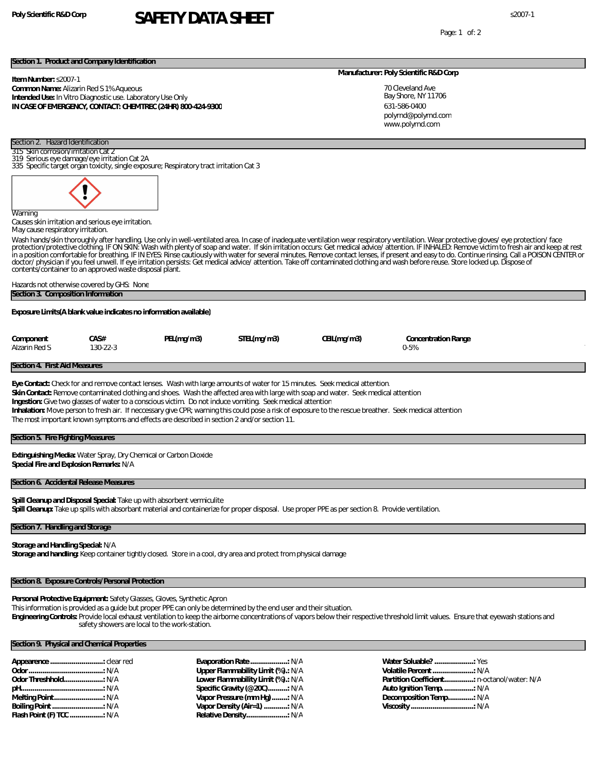**Poly Scientific R&D Corp**

# SAFETY DATA SHEET

s2007-1

## Section 1. Product and Company Identification

**Item Number:** s2007-1
**Common Name:** Alizarin Red S 1% Aqueous
**Intended Use:** In Vitro Diagnostic use. Laboratory Use Only
**IN CASE OF EMERGENCY, CONTACT: CHEMTREC (24HR) 800-424-9300**

**Manufacturer: Poly Scientific R&D Corp**

70 Cleveland Ave
Bay Shore, NY 11706
631-586-0400
polyrnd@polyrnd.com
www.polyrnd.com

## Section 2. Hazard Identification

315 Skin corrosion/irritation Cat 2
319 Serious eye damage/eye irritation Cat 2A
335 Specific target organ toxicity, single exposure; Respiratory tract irritation Cat 3

Warning
Causes skin irritation and serious eye irritation.
May cause respiratory irritation.

Wash hands/skin thoroughly after handling. Use only in well-ventilated area. In case of inadequate ventilation wear respiratory ventilation. Wear protective gloves/ eye protection/ face protection/protective clothing. IF ON SKIN: Wash with plenty of soap and water. If skin irritation occurs: Get medical advice/ attention. IF INHALED: Remove victim to fresh air and keep at rest in a position comfortable for breathing. IF IN EYES: Rinse cautiously with water for several minutes. Remove contact lenses, if present and easy to do. Continue rinsing. Call a POISON CENTER or doctor/ physician if you feel unwell. If eye irritation persists: Get medical advice/ attention. Take off contaminated clothing and wash before reuse. Store locked up. Dispose of contents/container to an approved waste disposal plant.

Hazards not otherwise covered by GHS: None

## Section 3. Composition Information

**Exposure Limits(A blank value indicates no information available)**

| Component | CAS# | PEL(mg/m3) | STEL(mg/m3) | CEIL(mg/m3) | Concentration Range |
|---|---|---|---|---|---|
| Alzarin Red S | 130-22-3 | | | | 0-5% |

## Section 4. First Aid Measures

**Eye Contact:** Check for and remove contact lenses. Wash with large amounts of water for 15 minutes. Seek medical attention.
**Skin Contact:** Remove contaminated clothing and shoes. Wash the affected area with large with soap and water. Seek medical attention.
**Ingestion:** Give two glasses of water to a conscious victim. Do not induce vomiting. Seek medical attention
**Inhalation:** Move person to fresh air. If neccessary give CPR; warning this could pose a risk of exposure to the rescue breather. Seek medical attention
The most important known symptoms and effects are described in section 2 and/or section 11.

## Section 5. Fire Fighting Measures

**Extinguishing Media:** Water Spray, Dry Chemical or Carbon Dioxide
**Special Fire and Explosion Remarks:** N/A

## Section 6. Accidental Release Measures

**Spill Cleanup and Disposal Special:** Take up with absorbent vermiculite
**Spill Cleanup:** Take up spills with absorbant material and containerize for proper disposal. Use proper PPE as per section 8. Provide ventilation.

## Section 7. Handling and Storage

**Storage and Handling Special:** N/A
**Storage and handling:** Keep container tightly closed. Store in a cool, dry area and protect from physical damage

## Section 8. Exposure Controls/Personal Protection

**Personal Protective Equipment:** Safety Glasses, Gloves, Synthetic Apron
This information is provided as a guide but proper PPE can only be determined by the end user and their situation.
**Engineering Controls:** Provide local exhaust ventilation to keep the airborne concentrations of vapors below their respective threshold limit values. Ensure that eyewash stations and safety showers are local to the work-station.

## Section 9. Physical and Chemical Properties

**Appearence:** clear red
**Odor:** N/A
**Odor Threshold:** N/A
**pH:** N/A
**Melting Point:** N/A
**Boiling Point:** N/A
**Flash Point (F) TCC:** N/A

**Evaporation Rate:** N/A
**Upper Flammability Limit (%):** N/A
**Lower Flammability Limit (%):** N/A
**Specific Gravity (@20C):** N/A
**Vapor Pressure (mm Hg):** N/A
**Vapor Density (Air=1):** N/A
**Relative Density:** N/A

**Water Soluable?:** Yes
**Volatile Percent:** N/A
**Partition Coefficient:** n-octanol/water: N/A
**Auto Ignition Temp.:** N/A
**Decomposition Temp.:** N/A
**Viscosity:** N/A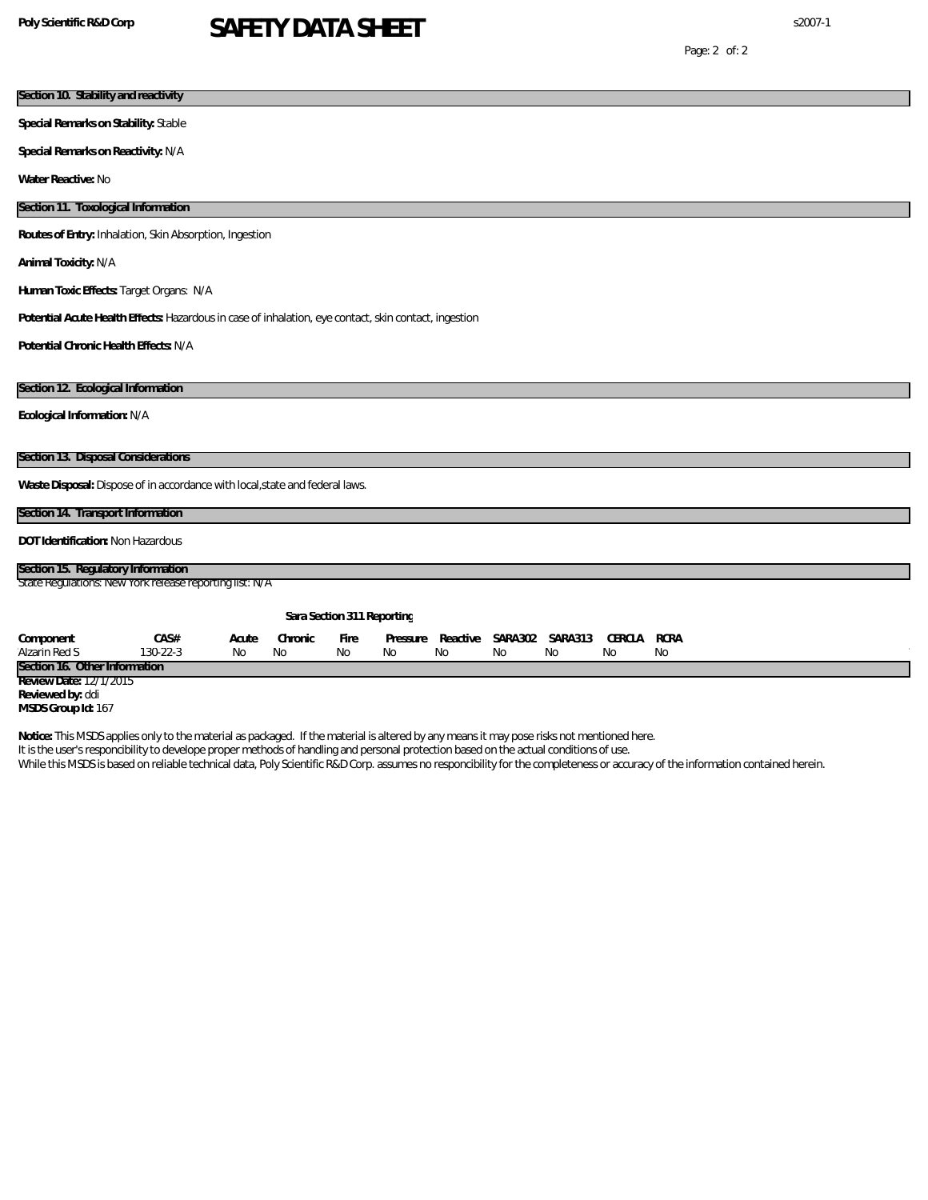## Section 10. Stability and reactivity

**Special Remarks on Stability:** Stable

**Special Remarks on Reactivity:** N/A

**Water Reactive:** No

## Section 11. Toxological Information

**Routes of Entry:** Inhalation, Skin Absorption, Ingestion

**Animal Toxicity:** N/A

**Human Toxic Effects:** Target Organs: N/A

**Potential Acute Health Effects:** Hazardous in case of inhalation, eye contact, skin contact, ingestion

**Potential Chronic Health Effects:** N/A

## Section 12. Ecological Information

**Ecological Information:** N/A

## Section 13. Disposal Considerations

**Waste Disposal:** Dispose of in accordance with local,state and federal laws.

## Section 14. Transport Information

**DOT Identification:** Non Hazardous

## Section 15. Regulatory Information

State Regulations: New York release reporting list: N/A

**Sara Section 311 Reporting**

| Component | CAS# | Acute | Chronic | Fire | Pressure | Reactive | SARA302 | SARA313 | CERCLA | RCRA |
|---|---|---|---|---|---|---|---|---|---|---|
| Alzarin Red S | 130-22-3 | No | No | No | No | No | No | No | No | No |

## Section 16. Other Information

**Review Date:** 12/1/2015
**Reviewed by:** ddi
**MSDS Group Id:** 167

**Notice:** This MSDS applies only to the material as packaged. If the material is altered by any means it may pose risks not mentioned here.
It is the user's responcibility to develope proper methods of handling and personal protection based on the actual conditions of use.
While this MSDS is based on reliable technical data, Poly Scientific R&D Corp. assumes no responcibility for the completeness or accuracy of the information contained herein.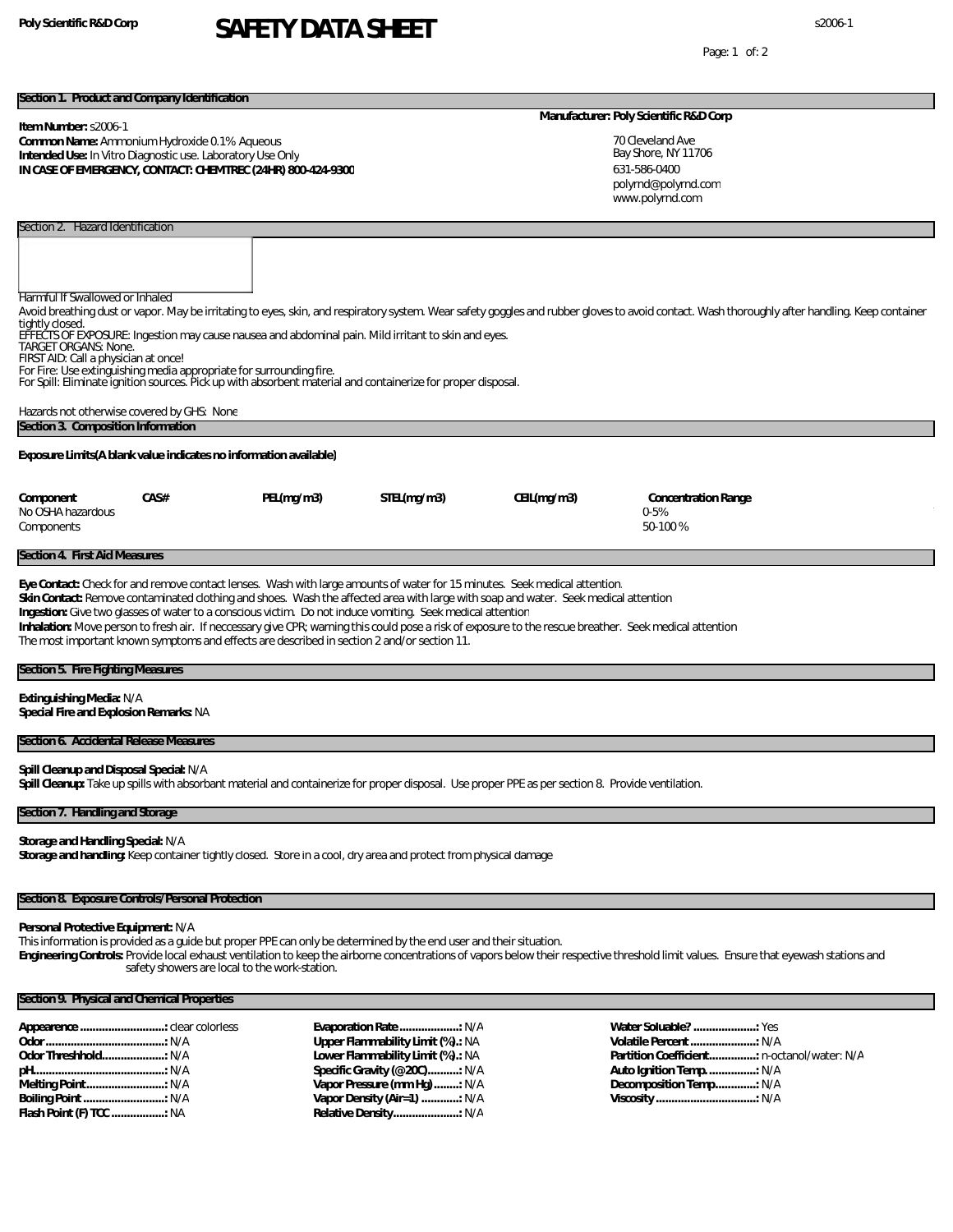**Poly Scientific R&D Corp** **SAFETY DATA SHEET** s2006-1

## Section 1. Product and Company Identification

**Item Number:** s2006-1
**Common Name:** Ammonium Hydroxide 0.1% Aqueous
**Intended Use:** In Vitro Diagnostic use. Laboratory Use Only
**IN CASE OF EMERGENCY, CONTACT: CHEMTREC (24HR) 800-424-9300**

**Manufacturer: Poly Scientific R&D Corp**
70 Cleveland Ave
Bay Shore, NY 11706
631-586-0400
polyrnd@polyrnd.com
www.polyrnd.com

## Section 2. Hazard Identification

Harmful If Swallowed or Inhaled

Avoid breathing dust or vapor. May be irritating to eyes, skin, and respiratory system. Wear safety goggles and rubber gloves to avoid contact. Wash thoroughly after handling. Keep container tightly closed.
EFFECTS OF EXPOSURE: Ingestion may cause nausea and abdominal pain. Mild irritant to skin and eyes.
TARGET ORGANS: None.
FIRST AID: Call a physician at once!
For Fire: Use extinguishing media appropriate for surrounding fire.
For Spill: Eliminate ignition sources. Pick up with absorbent material and containerize for proper disposal.

Hazards not otherwise covered by GHS: None

## Section 3. Composition Information

**Exposure Limits(A blank value indicates no information available)**

| Component | CAS# | PEL(mg/m3) | STEL(mg/m3) | CEIL(mg/m3) | Concentration Range |
|---|---|---|---|---|---|
| No OSHA hazardous | | | | | 0-5% |
| Components | | | | | 50-100 % |

## Section 4. First Aid Measures

**Eye Contact:** Check for and remove contact lenses. Wash with large amounts of water for 15 minutes. Seek medical attention.
**Skin Contact:** Remove contaminated clothing and shoes. Wash the affected area with large with soap and water. Seek medical attention
**Ingestion:** Give two glasses of water to a conscious victim. Do not induce vomiting. Seek medical attention
**Inhalation:** Move person to fresh air. If neccessary give CPR; warning this could pose a risk of exposure to the rescue breather. Seek medical attention
The most important known symptoms and effects are described in section 2 and/or section 11.

## Section 5. Fire Fighting Measures

**Extinguishing Media:** N/A
**Special Fire and Explosion Remarks:** NA

## Section 6. Accidental Release Measures

**Spill Cleanup and Disposal Special:** N/A
**Spill Cleanup:** Take up spills with absorbant material and containerize for proper disposal. Use proper PPE as per section 8. Provide ventilation.

## Section 7. Handling and Storage

**Storage and Handling Special:** N/A
**Storage and handling:** Keep container tightly closed. Store in a cool, dry area and protect from physical damage

## Section 8. Exposure Controls/Personal Protection

**Personal Protective Equipment:** N/A
This information is provided as a guide but proper PPE can only be determined by the end user and their situation.
**Engineering Controls:** Provide local exhaust ventilation to keep the airborne concentrations of vapors below their respective threshold limit values. Ensure that eyewash stations and safety showers are local to the work-station.

## Section 9. Physical and Chemical Properties

**Appearence** ..........................: clear colorless
**Odor** ......................................: N/A
**Odor Threshhold**....................: N/A
**pH**.........................................: N/A
**Melting Point**..........................: N/A
**Boiling Point** ..........................: N/A
**Flash Point (F) TCC** .................: NA

**Evaporation Rate** ...................: N/A
**Upper Flammability Limit (%)**.: NA
**Lower Flammability Limit (%)**.: NA
**Specific Gravity (@20C)**..........: N/A
**Vapor Pressure (mm Hg)**........: N/A
**Vapor Density (Air=1)** ............: N/A
**Relative Density**.....................: N/A

**Water Soluable?** ....................: Yes
**Volatile Percent** .....................: N/A
**Partition Coefficient**................: n-octanol/water: N/A
**Auto Ignition Temp.** ................: N/A
**Decomposition Temp.**.............: N/A
**Viscosity** ................................: N/A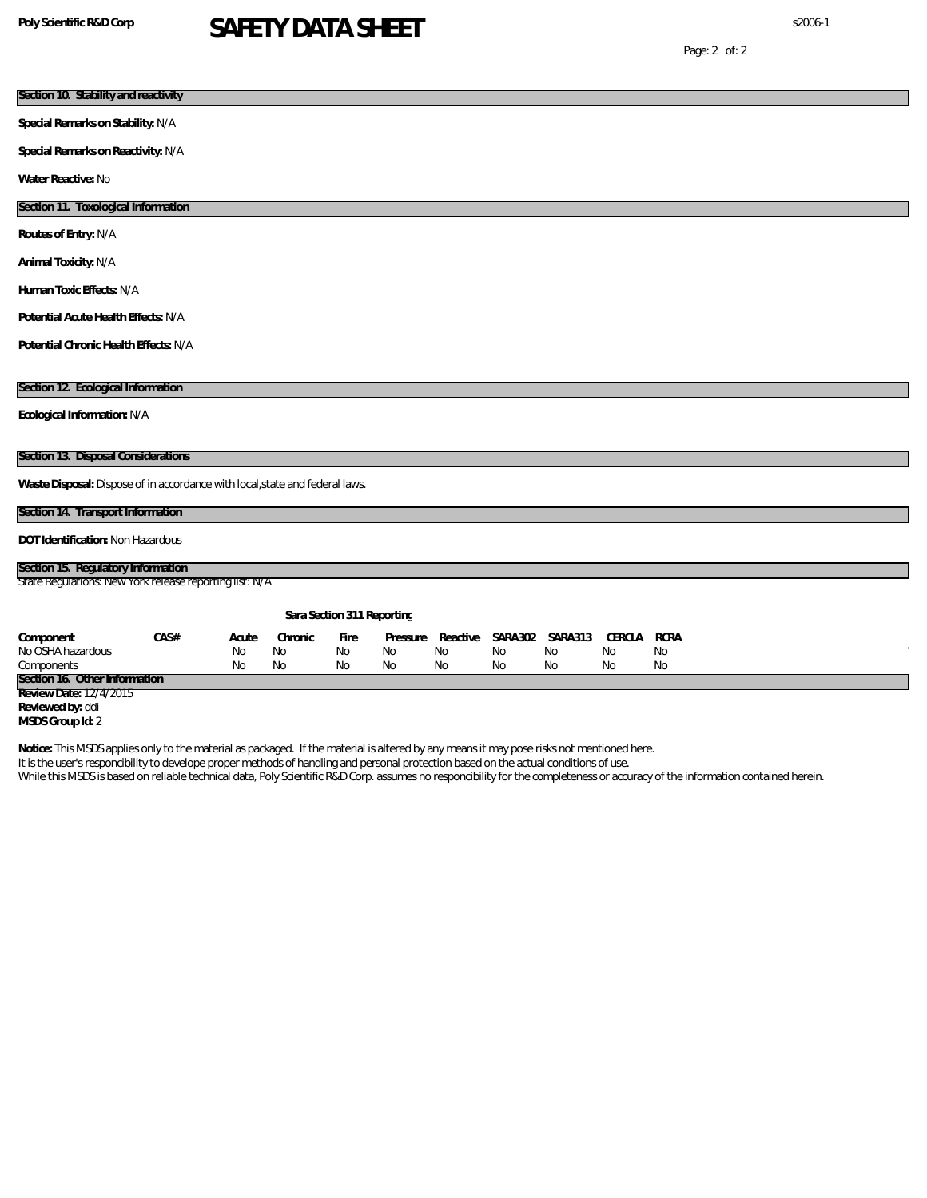## Section 10. Stability and reactivity

**Special Remarks on Stability:** N/A

**Special Remarks on Reactivity:** N/A

**Water Reactive:** No

## Section 11. Toxological Information

**Routes of Entry:** N/A

**Animal Toxicity:** N/A

**Human Toxic Effects:** N/A

**Potential Acute Health Effects:** N/A

**Potential Chronic Health Effects:** N/A

## Section 12. Ecological Information

**Ecological Information:** N/A

## Section 13. Disposal Considerations

**Waste Disposal:** Dispose of in accordance with local,state and federal laws.

## Section 14. Transport Information

**DOT Identification:** Non Hazardous

## Section 15. Regulatory Information

State Regulations: New York release reporting list: N/A

**Sara Section 311 Reporting**

| Component | CAS# | Acute | Chronic | Fire | Pressure | Reactive | SARA302 | SARA313 | CERCLA | RCRA |
|---|---|---|---|---|---|---|---|---|---|---|
| No OSHA hazardous Components | | No No | No No | No No | No No | No No | No No | No No | No No | No No |

## Section 16. Other Information

**Review Date:** 12/4/2015

**Reviewed by:** ddi

**MSDS Group Id:** 2

**Notice:** This MSDS applies only to the material as packaged. If the material is altered by any means it may pose risks not mentioned here.
It is the user's responcibility to develope proper methods of handling and personal protection based on the actual conditions of use.
While this MSDS is based on reliable technical data, Poly Scientific R&D Corp. assumes no responcibility for the completeness or accuracy of the information contained herein.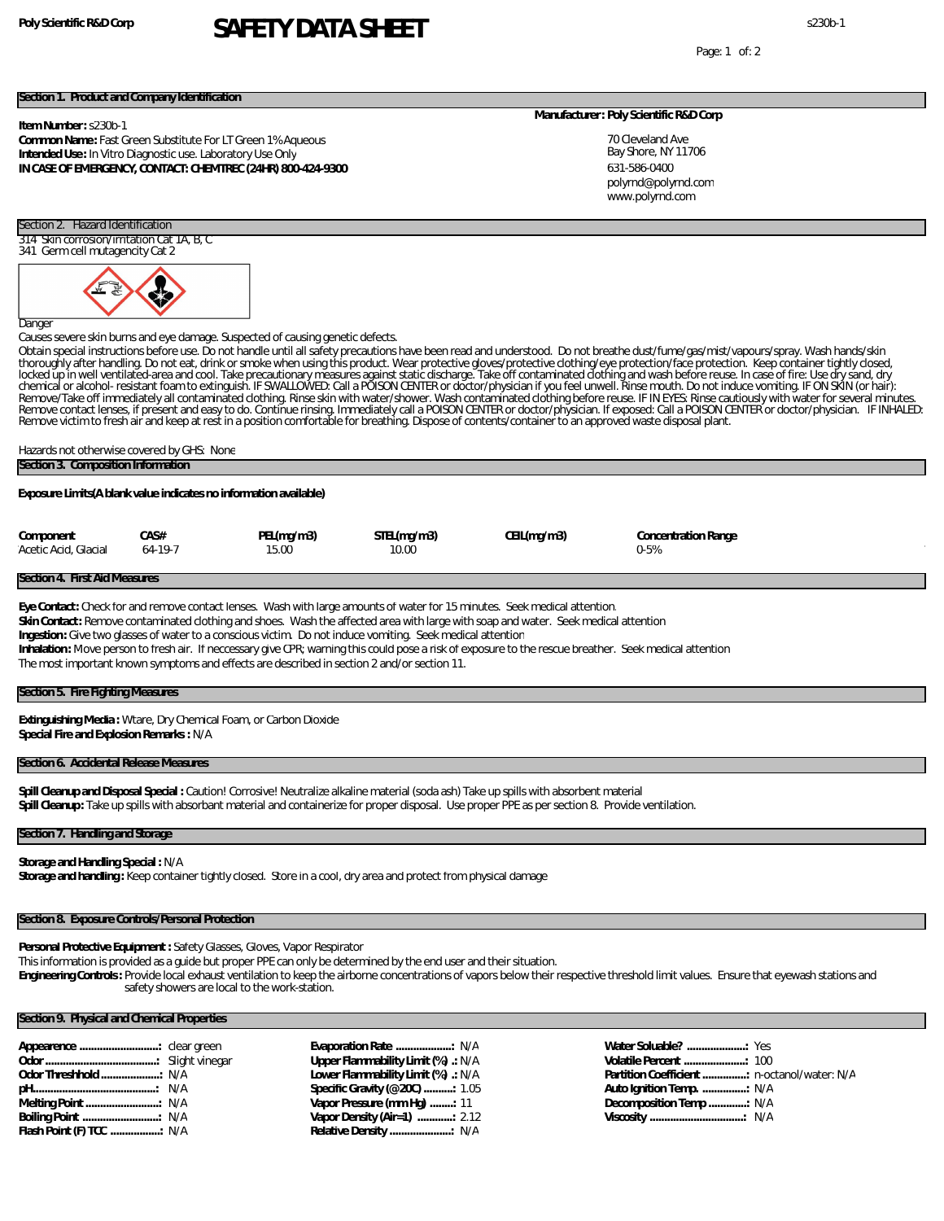**Poly Scientific R&D Corp**

# SAFETY DATA SHEET

s230b-1

## Section 1. Product and Company Identification

**Item Number:** s230b-1
**Common Name:** Fast Green Substitute For LT Green 1% Aqueous
**Intended Use:** In Vitro Diagnostic use. Laboratory Use Only
**IN CASE OF EMERGENCY, CONTACT: CHEMTREC (24HR) 800-424-9300**

**Manufacturer: Poly Scientific R&D Corp**

70 Cleveland Ave
Bay Shore, NY 11706
631-586-0400
polyrnd@polyrnd.com
www.polyrnd.com

## Section 2. Hazard Identification

314 Skin corrosion/irritation Cat 1A, B, C
341 Germ cell mutagencity Cat 2

Danger

Causes severe skin burns and eye damage. Suspected of causing genetic defects.

Obtain special instructions before use. Do not handle until all safety precautions have been read and understood. Do not breathe dust/fume/gas/mist/vapours/spray. Wash hands/skin thoroughly after handling. Do not eat, drink or smoke when using this product. Wear protective gloves/protective clothing/eye protection/face protection. Keep container tightly closed, locked up in well ventilated-area and cool. Take precautionary measures against static discharge. Take off contaminated clothing and wash before reuse. In case of fire: Use dry sand, dry chemical or alcohol- resistant foam to extinguish. IF SWALLOWED: Call a POISON CENTER or doctor/physician if you feel unwell. Rinse mouth. Do not induce vomiting. IF ON SKIN (or hair): Remove/Take off immediately all contaminated clothing. Rinse skin with water/shower. Wash contaminated clothing before reuse. IF IN EYES: Rinse cautiously with water for several minutes. Remove contact lenses, if present and easy to do. Continue rinsing. Immediately call a POISON CENTER or doctor/physician. If exposed: Call a POISON CENTER or doctor/physician. IF INHALED: Remove victim to fresh air and keep at rest in a position comfortable for breathing. Dispose of contents/container to an approved waste disposal plant.

Hazards not otherwise covered by GHS: None

## Section 3. Composition Information

**Exposure Limits(A blank value indicates no information available)**

| Component | CAS# | PEL(mg/m3) | STEL(mg/m3) | CEIL(mg/m3) | Concentration Range |
|---|---|---|---|---|---|
| Acetic Acid, Glacial | 64-19-7 | 15.00 | 10.00 | | 0-5% |

## Section 4. First Aid Measures

**Eye Contact:** Check for and remove contact lenses. Wash with large amounts of water for 15 minutes. Seek medical attention.
**Skin Contact:** Remove contaminated clothing and shoes. Wash the affected area with large with soap and water. Seek medical attention.
**Ingestion:** Give two glasses of water to a conscious victim. Do not induce vomiting. Seek medical attention
**Inhalation:** Move person to fresh air. If neccessary give CPR; warning this could pose a risk of exposure to the rescue breather. Seek medical attention
The most important known symptoms and effects are described in section 2 and/or section 11.

## Section 5. Fire Fighting Measures

**Extinguishing Media :** Wtare, Dry Chemical Foam, or Carbon Dioxide
**Special Fire and Explosion Remarks :** N/A

## Section 6. Accidental Release Measures

**Spill Cleanup and Disposal Special :** Caution! Corrosive! Neutralize alkaline material (soda ash) Take up spills with absorbent material
**Spill Cleanup:** Take up spills with absorbant material and containerize for proper disposal. Use proper PPE as per section 8. Provide ventilation.

## Section 7. Handling and Storage

**Storage and Handling Special :** N/A
**Storage and handling:** Keep container tightly closed. Store in a cool, dry area and protect from physical damage

## Section 8. Exposure Controls/Personal Protection

**Personal Protective Equipment :** Safety Glasses, Gloves, Vapor Respirator
This information is provided as a guide but proper PPE can only be determined by the end user and their situation.
**Engineering Controls:** Provide local exhaust ventilation to keep the airborne concentrations of vapors below their respective threshold limit values. Ensure that eyewash stations and safety showers are local to the work-station.

## Section 9. Physical and Chemical Properties

**Appearence:** clear green
**Odor:** Slight vinegar
**Odor Threshold:** N/A
**pH:** N/A
**Melting Point:** N/A
**Boiling Point:** N/A
**Flash Point (F) TCC:** N/A

**Evaporation Rate:** N/A
**Upper Flammability Limit (%):** N/A
**Lower Flammability Limit (%):** N/A
**Specific Gravity (@20C):** 1.05
**Vapor Pressure (mm Hg):** 11
**Vapor Density (Air=1):** 2.12
**Relative Density:** N/A

**Water Soluable?:** Yes
**Volatile Percent:** 100
**Partition Coefficient:** n-octanol/water: N/A
**Auto Ignition Temp.:** N/A
**Decomposition Temp:** N/A
**Viscosity:** N/A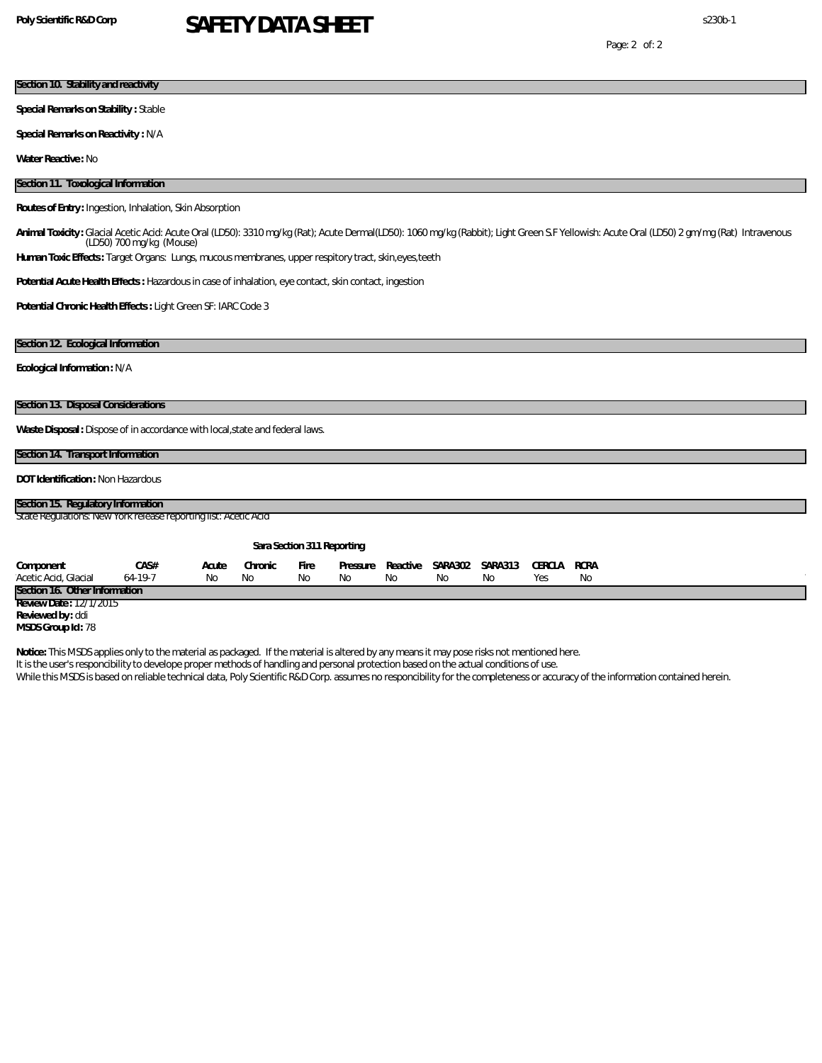## Section 10. Stability and reactivity

**Special Remarks on Stability :** Stable

**Special Remarks on Reactivity :** N/A

**Water Reactive :** No

## Section 11. Toxological Information

**Routes of Entry :** Ingestion, Inhalation, Skin Absorption

**Animal Toxicity :** Glacial Acetic Acid: Acute Oral (LD50): 3310 mg/kg (Rat); Acute Dermal(LD50): 1060 mg/kg (Rabbit); Light Green S.F Yellowish: Acute Oral (LD50) 2 gm/mg (Rat) Intravenous (LD50) 700 mg/kg (Mouse)

**Human Toxic Effects :** Target Organs: Lungs, mucous membranes, upper respitory tract, skin,eyes,teeth

**Potential Acute Health Effects :** Hazardous in case of inhalation, eye contact, skin contact, ingestion

**Potential Chronic Health Effects :** Light Green SF: IARC Code 3

## Section 12. Ecological Information

**Ecological Information :** N/A

## Section 13. Disposal Considerations

**Waste Disposal :** Dispose of in accordance with local,state and federal laws.

## Section 14. Transport Information

**DOT Identification :** Non Hazardous

## Section 15. Regulatory Information

State Regulations: New York release reporting list: Acetic Acid

**Sara Section 311 Reporting**

| Component | CAS# | Acute | Chronic | Fire | Pressure | Reactive | SARA302 | SARA313 | CERCLA | RCRA |
|---|---|---|---|---|---|---|---|---|---|---|
| Acetic Acid, Glacial | 64-19-7 | No | No | No | No | No | No | No | Yes | No |

## Section 16. Other Information

**Review Date :** 12/1/2015
**Reviewed by :** ddi
**MSDS Group Id :** 78

**Notice:** This MSDS applies only to the material as packaged. If the material is altered by any means it may pose risks not mentioned here.
It is the user's responcibility to develope proper methods of handling and personal protection based on the actual conditions of use.
While this MSDS is based on reliable technical data, Poly Scientific R&D Corp. assumes no responcibility for the completeness or accuracy of the information contained herein.